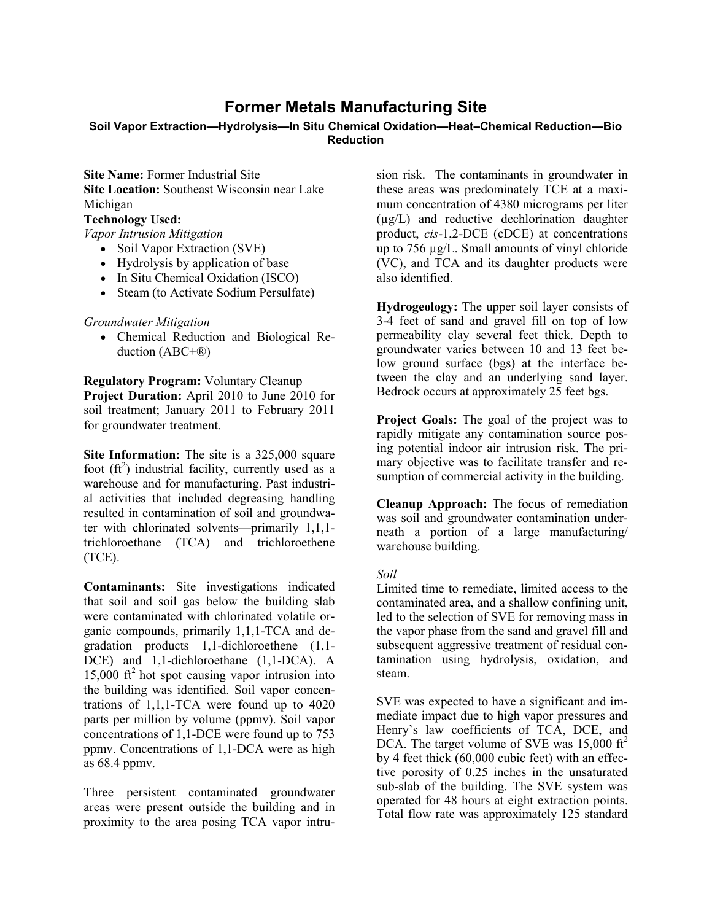# Former Metals Manufacturing Site

**Soil Vapor Extraction—Hydrolysis—In Situ Chemical Oxidation—Heat–Chemical Reduction—Bio Reduction**

**Site Name:** Former Industrial Site
**Site Location:** Southeast Wisconsin near Lake Michigan
**Technology Used:**

*Vapor Intrusion Mitigation*

- Soil Vapor Extraction (SVE)
- Hydrolysis by application of base
- In Situ Chemical Oxidation (ISCO)
- Steam (to Activate Sodium Persulfate)

*Groundwater Mitigation*

- Chemical Reduction and Biological Reduction (ABC+®)

**Regulatory Program:** Voluntary Cleanup
**Project Duration:** April 2010 to June 2010 for soil treatment; January 2011 to February 2011 for groundwater treatment.

**Site Information:** The site is a 325,000 square foot ($ft^2$) industrial facility, currently used as a warehouse and for manufacturing. Past industrial activities that included degreasing handling resulted in contamination of soil and groundwater with chlorinated solvents—primarily 1,1,1-trichloroethane (TCA) and trichloroethene (TCE).

**Contaminants:** Site investigations indicated that soil and soil gas below the building slab were contaminated with chlorinated volatile organic compounds, primarily 1,1,1-TCA and degradation products 1,1-dichloroethene (1,1-DCE) and 1,1-dichloroethane (1,1-DCA). A 15,000 $ft^2$ hot spot causing vapor intrusion into the building was identified. Soil vapor concentrations of 1,1,1-TCA were found up to 4020 parts per million by volume (ppmv). Soil vapor concentrations of 1,1-DCE were found up to 753 ppmv. Concentrations of 1,1-DCA were as high as 68.4 ppmv.

Three persistent contaminated groundwater areas were present outside the building and in proximity to the area posing TCA vapor intrusion risk. The contaminants in groundwater in these areas was predominately TCE at a maximum concentration of 4380 micrograms per liter (µg/L) and reductive dechlorination daughter product, *cis*-1,2-DCE (cDCE) at concentrations up to 756 µg/L. Small amounts of vinyl chloride (VC), and TCA and its daughter products were also identified.

**Hydrogeology:** The upper soil layer consists of 3-4 feet of sand and gravel fill on top of low permeability clay several feet thick. Depth to groundwater varies between 10 and 13 feet below ground surface (bgs) at the interface between the clay and an underlying sand layer. Bedrock occurs at approximately 25 feet bgs.

**Project Goals:** The goal of the project was to rapidly mitigate any contamination source posing potential indoor air intrusion risk. The primary objective was to facilitate transfer and resumption of commercial activity in the building.

**Cleanup Approach:** The focus of remediation was soil and groundwater contamination underneath a portion of a large manufacturing/ warehouse building.

*Soil*

Limited time to remediate, limited access to the contaminated area, and a shallow confining unit, led to the selection of SVE for removing mass in the vapor phase from the sand and gravel fill and subsequent aggressive treatment of residual contamination using hydrolysis, oxidation, and steam.

SVE was expected to have a significant and immediate impact due to high vapor pressures and Henry's law coefficients of TCA, DCE, and DCA. The target volume of SVE was 15,000 $ft^2$ by 4 feet thick (60,000 cubic feet) with an effective porosity of 0.25 inches in the unsaturated sub-slab of the building. The SVE system was operated for 48 hours at eight extraction points. Total flow rate was approximately 125 standard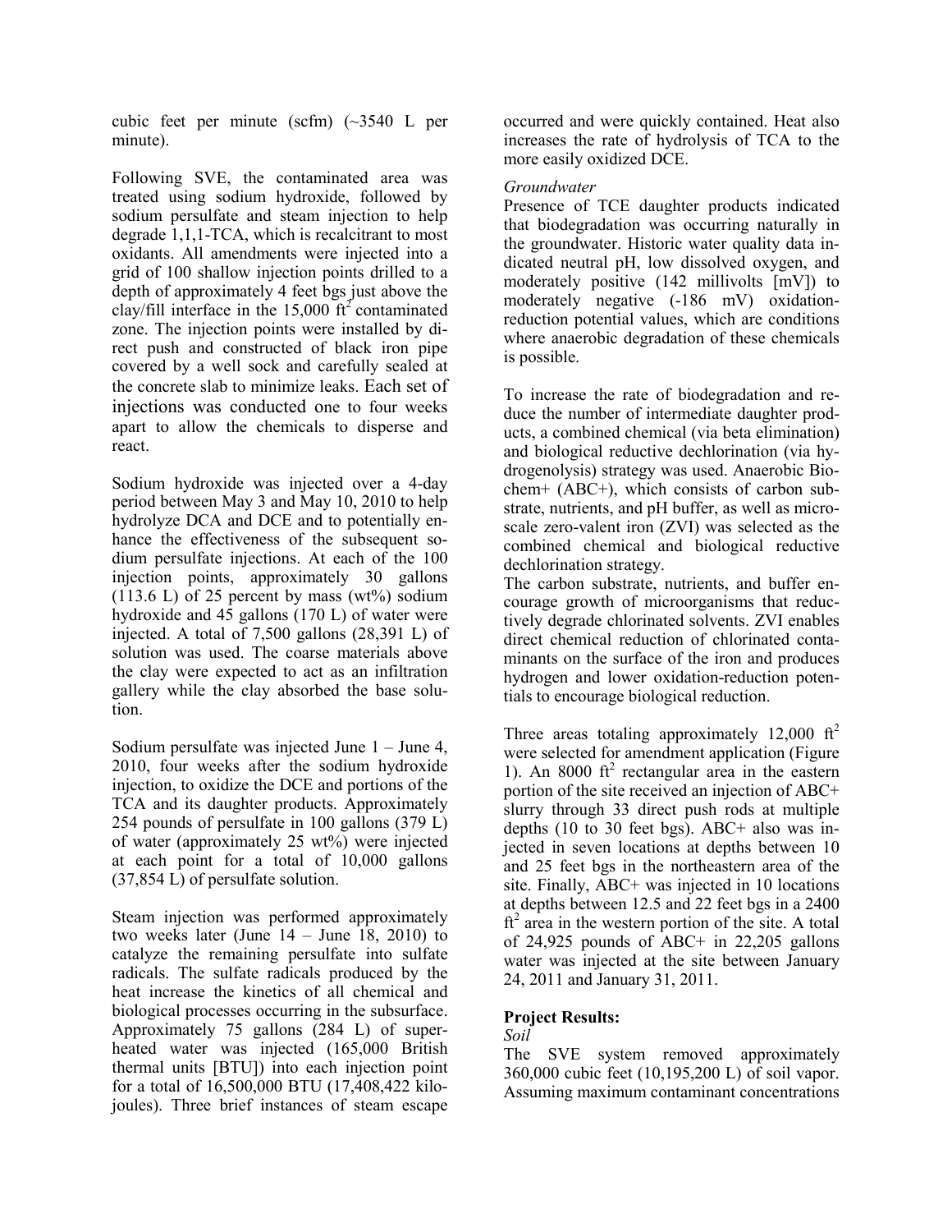cubic feet per minute (scfm) (~3540 L per minute).

Following SVE, the contaminated area was treated using sodium hydroxide, followed by sodium persulfate and steam injection to help degrade 1,1,1-TCA, which is recalcitrant to most oxidants. All amendments were injected into a grid of 100 shallow injection points drilled to a depth of approximately 4 feet bgs just above the clay/fill interface in the 15,000 $ft^2$ contaminated zone. The injection points were installed by direct push and constructed of black iron pipe covered by a well sock and carefully sealed at the concrete slab to minimize leaks. Each set of injections was conducted one to four weeks apart to allow the chemicals to disperse and react.

Sodium hydroxide was injected over a 4-day period between May 3 and May 10, 2010 to help hydrolyze DCA and DCE and to potentially enhance the effectiveness of the subsequent sodium persulfate injections. At each of the 100 injection points, approximately 30 gallons (113.6 L) of 25 percent by mass (wt%) sodium hydroxide and 45 gallons (170 L) of water were injected. A total of 7,500 gallons (28,391 L) of solution was used. The coarse materials above the clay were expected to act as an infiltration gallery while the clay absorbed the base solution.

Sodium persulfate was injected June 1 – June 4, 2010, four weeks after the sodium hydroxide injection, to oxidize the DCE and portions of the TCA and its daughter products. Approximately 254 pounds of persulfate in 100 gallons (379 L) of water (approximately 25 wt%) were injected at each point for a total of 10,000 gallons (37,854 L) of persulfate solution.

Steam injection was performed approximately two weeks later (June 14 – June 18, 2010) to catalyze the remaining persulfate into sulfate radicals. The sulfate radicals produced by the heat increase the kinetics of all chemical and biological processes occurring in the subsurface. Approximately 75 gallons (284 L) of superheated water was injected (165,000 British thermal units [BTU]) into each injection point for a total of 16,500,000 BTU (17,408,422 kilojoules). Three brief instances of steam escape occurred and were quickly contained. Heat also increases the rate of hydrolysis of TCA to the more easily oxidized DCE.

*Groundwater*

Presence of TCE daughter products indicated that biodegradation was occurring naturally in the groundwater. Historic water quality data indicated neutral pH, low dissolved oxygen, and moderately positive (142 millivolts [mV]) to moderately negative (-186 mV) oxidation-reduction potential values, which are conditions where anaerobic degradation of these chemicals is possible.

To increase the rate of biodegradation and reduce the number of intermediate daughter products, a combined chemical (via beta elimination) and biological reductive dechlorination (via hydrogenolysis) strategy was used. Anaerobic Biochem+ (ABC+), which consists of carbon substrate, nutrients, and pH buffer, as well as microscale zero-valent iron (ZVI) was selected as the combined chemical and biological reductive dechlorination strategy.

The carbon substrate, nutrients, and buffer encourage growth of microorganisms that reductively degrade chlorinated solvents. ZVI enables direct chemical reduction of chlorinated contaminants on the surface of the iron and produces hydrogen and lower oxidation-reduction potentials to encourage biological reduction.

Three areas totaling approximately 12,000 $ft^2$ were selected for amendment application (Figure 1). An 8000 $ft^2$ rectangular area in the eastern portion of the site received an injection of ABC+ slurry through 33 direct push rods at multiple depths (10 to 30 feet bgs). ABC+ also was injected in seven locations at depths between 10 and 25 feet bgs in the northeastern area of the site. Finally, ABC+ was injected in 10 locations at depths between 12.5 and 22 feet bgs in a 2400 $ft^2$ area in the western portion of the site. A total of 24,925 pounds of ABC+ in 22,205 gallons water was injected at the site between January 24, 2011 and January 31, 2011.

## Project Results:

*Soil*

The SVE system removed approximately 360,000 cubic feet (10,195,200 L) of soil vapor. Assuming maximum contaminant concentrations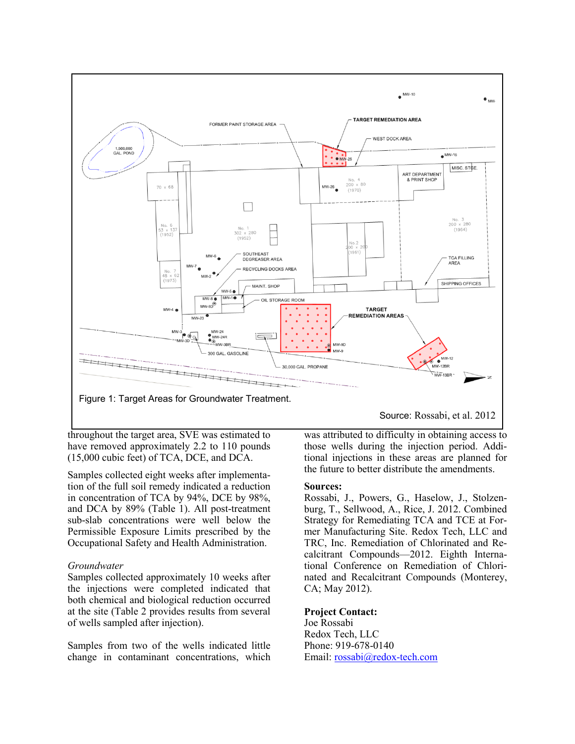Figure 1: Target Areas for Groundwater Treatment.

Source: Rossabi, et al. 2012

throughout the target area, SVE was estimated to have removed approximately 2.2 to 110 pounds (15,000 cubic feet) of TCA, DCE, and DCA.

Samples collected eight weeks after implementation of the full soil remedy indicated a reduction in concentration of TCA by 94%, DCE by 98%, and DCA by 89% (Table 1). All post-treatment sub-slab concentrations were well below the Permissible Exposure Limits prescribed by the Occupational Safety and Health Administration.

*Groundwater*

Samples collected approximately 10 weeks after the injections were completed indicated that both chemical and biological reduction occurred at the site (Table 2 provides results from several of wells sampled after injection).

Samples from two of the wells indicated little change in contaminant concentrations, which was attributed to difficulty in obtaining access to those wells during the injection period. Additional injections in these areas are planned for the future to better distribute the amendments.

**Sources:**

Rossabi, J., Powers, G., Haselow, J., Stolzenburg, T., Sellwood, A., Rice, J. 2012. Combined Strategy for Remediating TCA and TCE at Former Manufacturing Site. Redox Tech, LLC and TRC, Inc. Remediation of Chlorinated and Recalcitrant Compounds—2012. Eighth International Conference on Remediation of Chlorinated and Recalcitrant Compounds (Monterey, CA; May 2012).

**Project Contact:**

Joe Rossabi
Redox Tech, LLC
Phone: 919-678-0140
Email: [rossabi@redox-tech.com](mailto:rossabi@redox-tech.com)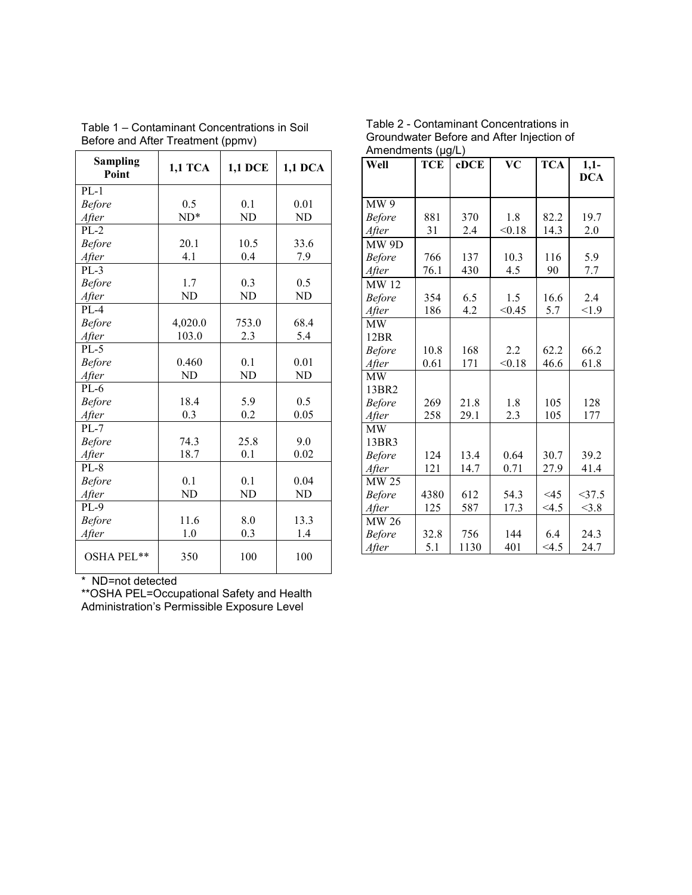Table 1 – Contaminant Concentrations in Soil Before and After Treatment (ppmv)

| Sampling Point | 1,1 TCA | 1,1 DCE | 1,1 DCA |
|---|---|---|---|
| PL-1 | | | |
| *Before* | 0.5 | 0.1 | 0.01 |
| *After* | ND* | ND | ND |
| PL-2 | | | |
| *Before* | 20.1 | 10.5 | 33.6 |
| *After* | 4.1 | 0.4 | 7.9 |
| PL-3 | | | |
| *Before* | 1.7 | 0.3 | 0.5 |
| *After* | ND | ND | ND |
| PL-4 | | | |
| *Before* | 4,020.0 | 753.0 | 68.4 |
| *After* | 103.0 | 2.3 | 5.4 |
| PL-5 | | | |
| *Before* | 0.460 | 0.1 | 0.01 |
| *After* | ND | ND | ND |
| PL-6 | | | |
| *Before* | 18.4 | 5.9 | 0.5 |
| *After* | 0.3 | 0.2 | 0.05 |
| PL-7 | | | |
| *Before* | 74.3 | 25.8 | 9.0 |
| *After* | 18.7 | 0.1 | 0.02 |
| PL-8 | | | |
| *Before* | 0.1 | 0.1 | 0.04 |
| *After* | ND | ND | ND |
| PL-9 | | | |
| *Before* | 11.6 | 8.0 | 13.3 |
| *After* | 1.0 | 0.3 | 1.4 |
| OSHA PEL** | 350 | 100 | 100 |

\* ND=not detected

**OSHA PEL=Occupational Safety and Health Administration's Permissible Exposure Level

Table 2 - Contaminant Concentrations in Groundwater Before and After Injection of Amendments (µg/L)

| Well | TCE | cDCE | VC | TCA | 1,1-DCA |
|---|---|---|---|---|---|
| MW 9 | | | | | |
| *Before* | 881 | 370 | 1.8 | 82.2 | 19.7 |
| *After* | 31 | 2.4 | <0.18 | 14.3 | 2.0 |
| MW 9D | | | | | |
| *Before* | 766 | 137 | 10.3 | 116 | 5.9 |
| *After* | 76.1 | 430 | 4.5 | 90 | 7.7 |
| MW 12 | | | | | |
| *Before* | 354 | 6.5 | 1.5 | 16.6 | 2.4 |
| *After* | 186 | 4.2 | <0.45 | 5.7 | <1.9 |
| MW 12BR | | | | | |
| *Before* | 10.8 | 168 | 2.2 | 62.2 | 66.2 |
| *After* | 0.61 | 171 | <0.18 | 46.6 | 61.8 |
| MW 13BR2 | | | | | |
| *Before* | 269 | 21.8 | 1.8 | 105 | 128 |
| *After* | 258 | 29.1 | 2.3 | 105 | 177 |
| MW 13BR3 | | | | | |
| *Before* | 124 | 13.4 | 0.64 | 30.7 | 39.2 |
| *After* | 121 | 14.7 | 0.71 | 27.9 | 41.4 |
| MW 25 | | | | | |
| *Before* | 4380 | 612 | 54.3 | <45 | <37.5 |
| *After* | 125 | 587 | 17.3 | <4.5 | <3.8 |
| MW 26 | | | | | |
| *Before* | 32.8 | 756 | 144 | 6.4 | 24.3 |
| *After* | 5.1 | 1130 | 401 | <4.5 | 24.7 |